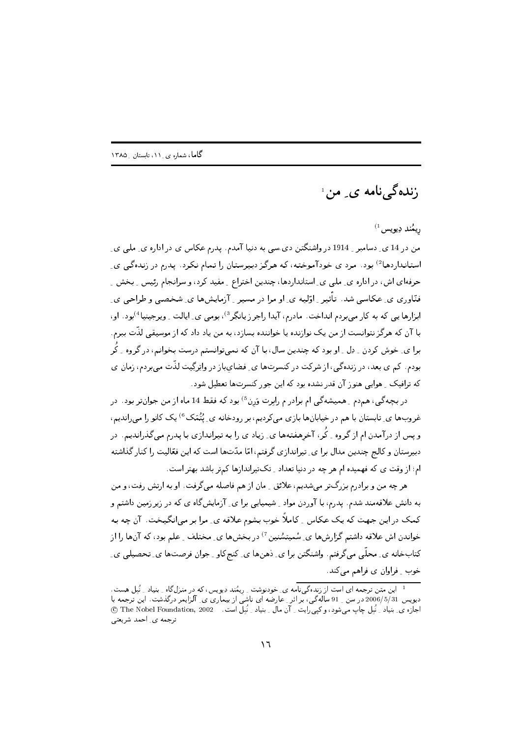# زنده‌گی‌نامه ی ِ من[1]

ریمُند دِیویس[1]

من در 14 ی ِ دسامبر ِ 1914 در واشنگتن دی.سی به دنیا آمدم. پدرم عکاس ی در اداره ی ِ ملی ی ِ استانداردها[2] بود. مرد ی خودآموخته، که هرگز دبیرستان را تمام نکرد. پدرم در زنده‌گی ی ِ حرفه‌ای اش، در اداره ی ِ ملی ی ِ استانداردها، چندین اختراع ِ مفید کرد، و سرانجام رئیس ِ بخش ِ فنّاوری ی ِ عکاسی شد. تأثیر ِ اوّلیه ی ِ او مرا در مسیر ِ آزمایش‌ها ی ِ شخصی و طراحی ی ِ ابزارها یی که به کار می‌بردم انداخت. مادرم، آیدا راجرز یانگر[3]، بومی ی ِ ایالت ِ ویرجینیا[4] بود. او، با آن که هرگز نتوانست از من یک نوازنده یا خواننده بسازد، به من یاد داد که از موسیقی لذّت ببرم. برا ی ِ خوش کردن ِ دِل ِ او بود که چندین سال، با آن که نمی‌توانستم درست بخوانم، در گروه ِ کُر بودم. کم ی بعد، در زنده‌گی، از شرکت در کنسرت‌ها ی ِ فضای‌باز در واترگیت لذّت می‌بردم، زمان ی که ترافیک ِ هوایی هنوز آن قدر نشده بود که این جور کنسرت‌ها تعطیل شود.

در بچه‌گی، همدم ِ همیشه‌گی ام برادر م رابرت وَرِن[5] بود که فقط 14 ماه از من جوان‌تر بود. در غروب‌ها ی ِ تابستان با هم در خیابان‌ها بازی می‌کردیم، بر رودخانه ی ِ پُتُمَک[6] یک کانو را می‌راندیم، و پس از درآمدن ام از گروه ِ کُر، آخرهفته‌ها ی ِ زیاد ی را به تیراندازی با پدرم می‌گذراندیم. در دبیرستان و کالج چندین مدال برا ی ِ تیراندازی گرفتم، امّا مدّت‌ها است که این فعّالیت را کنار گذاشته ام؛ از وقت ی که فهمیده ام هر چه در دنیا تعداد ِ تک‌تیراندازها کم‌تر باشد بهتر است.

هر چه من و برادرم بزرگ‌تر می‌شدیم، علائق ِ مان از هم فاصله می‌گرفت. او به ارتش رفت، و من به دانش علاقه‌مند شدم. پدرم، با آوردن مواد ِ شیمیایی برا ی ِ آزمایش‌گاه ی که در زیرزمین داشتم و کمک در این جهت که یک عکاس ِ کاملاً خوب بشوم علاقه ی ِ مرا بر می‌انگیخت. آن چه به خواندن اش علاقه داشتم گزارش‌ها ی ِ سْمیتسُنیَن[7] در بخش‌ها ی ِ مختلف ِ علم بود، که آن‌ها را از کتاب‌خانه ی ِ محلّی می‌گرفتم. واشنگتن برا ی ِ ذهن‌ها ی ِ کنج‌کاو ِ جوان فرصت‌ها ی ِ تحصیلی ی ِ خوب ِ فراوان ی فراهم می‌کند.

---

[1] این متن ترجمه ای است از زنده‌گی‌نامه ی ِ خودنوشت ِ ریمُند دِیویس، که در منزل‌گاه ِ بنیاد ِ نُبل هست. دیویس 2006/5/31 در سن ِ 91 ساله‌گی، بر اثر ِ عارضه ای ناشی از بیماری ی ِ آلزایمر درگذشت. این ترجمه با اجازه ی ِ بنیاد ِ نُبل چاپ می‌شود، و کپی‌رایت ِ آن مال ِ بنیاد ِ نُبل است. © The Nobel Foundation, 2002
ترجمه ی ِ احمد شریعتی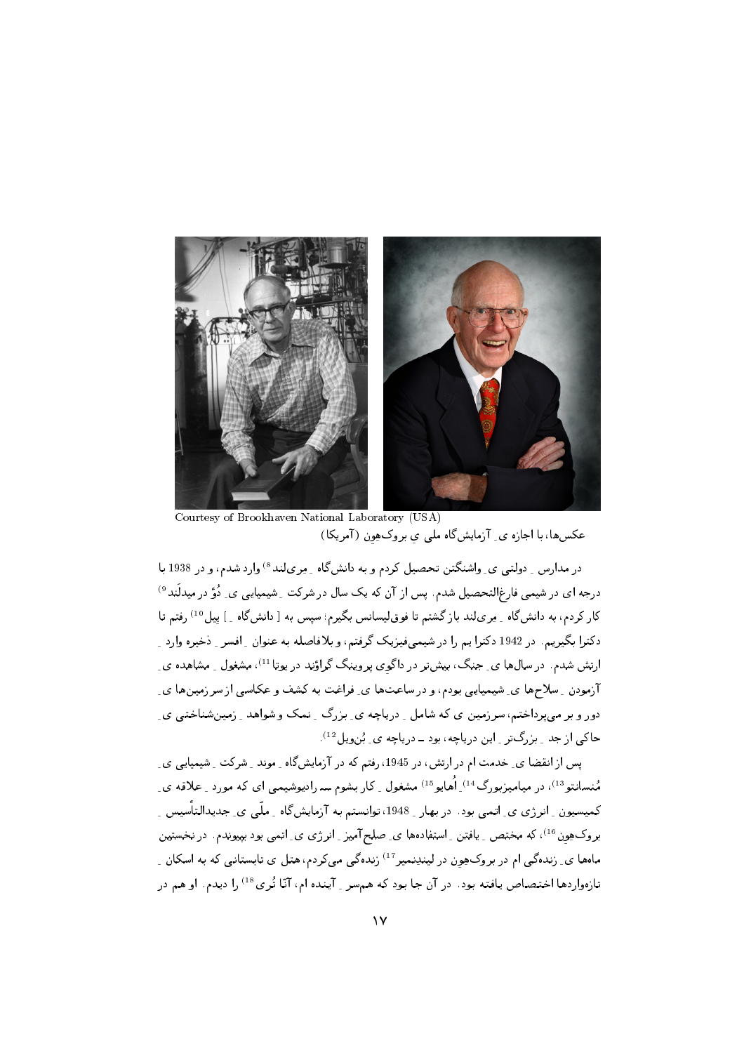Courtesy of Brookhaven National Laboratory (USA)

عکس‌ها، با اجازه ی ِ آزمایش‌گاه ملی ی ِ بروک‌هِوِن (آمریکا)

در مدارس ِ دولتی ی ِ واشنگتن تحصیل کردم و به دانش‌گاه ِ مِری‌لند[8] وارد شدم، و در 1938 با درجه ای در شیمی فارغ‌التحصیل شدم. پس از آن که یک سال در شرکت ِ شیمیایی ی ِ دُوْ در میدلَند[9] کار کردم، به دانش‌گاه ِ مِری‌لند بازگشتم تا فوق‌لیسانس بگیرم؛ سپس به [ دانش‌گاه ِ ] ییل[10] رفتم تا دکترا بگیرم. در 1942 دکترا یم را در شیمی‌فیزیک گرفتم، و بلافاصله به عنوان ِ افسر ِ ذخیره وارد ِ ارتش شدم. در سال‌ها ی ِ جنگ، بیش‌تر در داگوِی پرووینگ گراوُند در یوتا[11]، مشغول ِ مشاهده ی ِ آزمودن ِ سلاح‌ها ی ِ شیمیایی بودم، و در ساعت‌ها ی ِ فراغت به کشف و عکاسی از سرزمین‌ها ی ِ دور و بر می‌پرداختم، سرزمین ی که شامل ِ دریاچه ی ِ بزرگ ِ نمک و شواهد ِ زمین‌شناختی ی ِ حاکی از جد ِ بزرگ‌تر ِ این دریاچه، بود ــ دریاچه ی ِ بُن‌ویل[12].

پس از انقضا ی ِ خدمت ام در ارتش، در 1945، رفتم که در آزمایش‌گاه ِ موند ِ شرکت ِ شیمیایی ی ِ مُنسانتو[13]، در میامیزبورگ[14]، اُهایو[15] مشغول ِ کار بشوم ــ رادیوشیمی ای که مورد ِ علاقه ی ِ کمیسیون ِ انرژی ی ِ اتمی بود. در بهار ِ 1948، توانستم به آزمایش‌گاه ِ ملّی ی ِ جدیدالتأسیس ِ بروک‌هِوِن[16]، که مختص ِ یافتن ِ استفاده‌ها ی ِ صلح‌آمیز ِ انرژی ی ِ اتمی بود بپیوندم. در نخستین ماه‌ها ی ِ زندگی ام در بروک‌هِوِن در لینِدِنمیر[17] زندگی می‌کردم، هتل ی تابستانی که به اسکان ِ تازه‌واردها اختصاص یافته بود. در آن جا بود که همسر ِ آینده ام، آنّا تُری[18] را دیدم. او هم در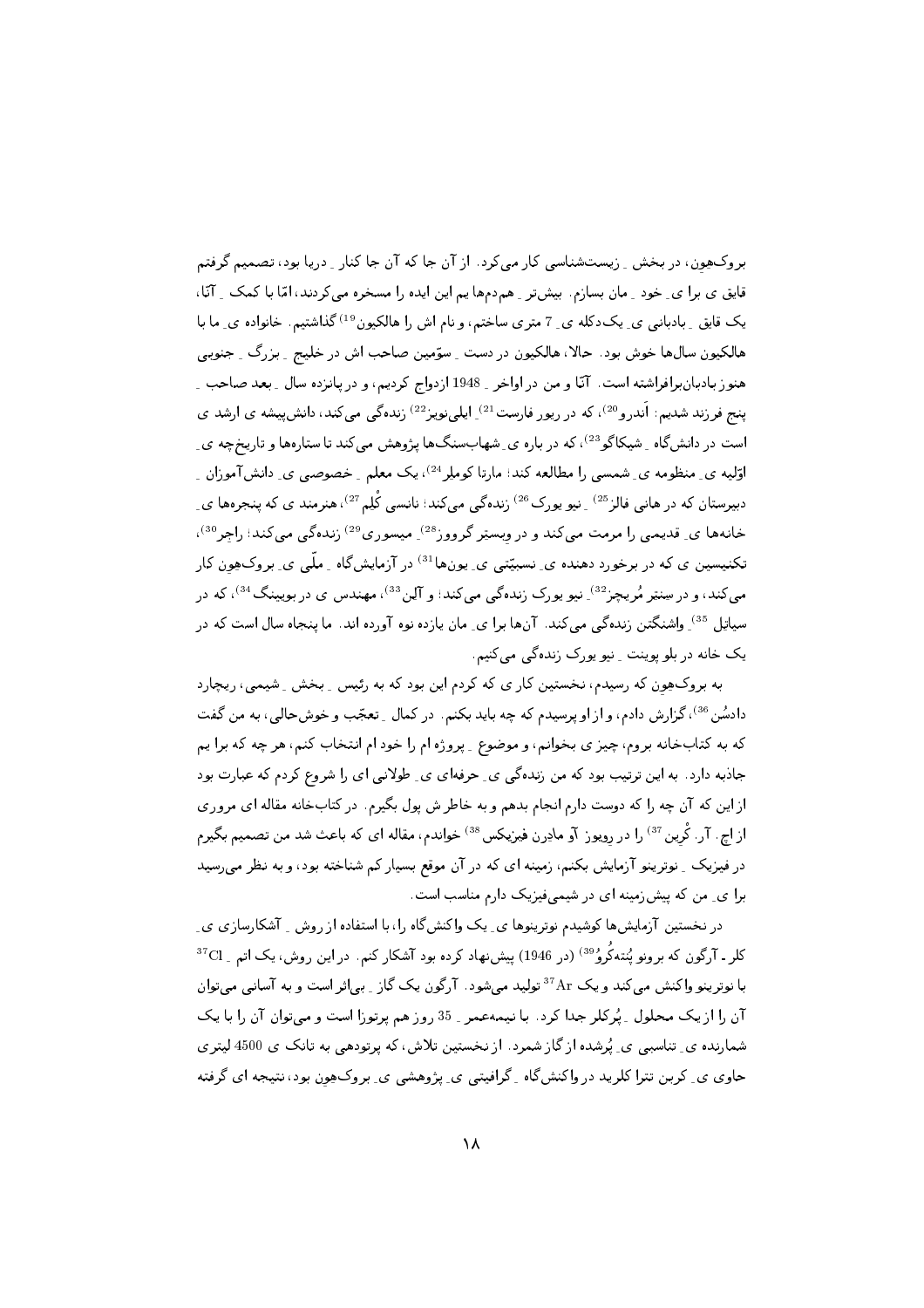بروک‌هِوِن، در بخش ِ زیست‌شناسی کار می‌کرد. از آن جا که آن جا کنار ِ دریا بود، تصمیم گرفتم قایق ی برا ی ِ خود ِ مان بسازم. بیش‌تر ِ هم‌دم‌ها یم این ایده را مسخره می‌کردند، امّا با کمک ِ آنّا، یک قایق ِ بادبانی ی ِ یک‌دکله ی ِ 7 متری ساختم، و نام اش را هالکیون[19] گذاشتیم. خانواده ی ِ ما با هالکیون سال‌ها خوش بود. حالا، هالکیون در دست ِ سوّمین صاحب اش در خلیج ِ بزرگ ِ جنوبی هنوز بادبان‌برافراشته است. آنّا و من در اواخر ِ 1948 ازدواج کردیم، و در پانزده سال ِ بعد صاحب ِ پنج فرزند شدیم: اَندرو[20]، که در ریور فارست[21] ِ ایلی‌نویز[22] زنده‌گی می‌کند، دانش‌پیشه ی ارشد ی است در دانش‌گاه ِ شیکاگو[23]، که در باره ی ِ شهاب‌سنگ‌ها پژوهش می‌کند تا ستاره‌ها و تاریخ‌چه ی ِ اوّلیه ی ِ منظومه ی ِ شمسی را مطالعه کند؛ مارتا کوملر[24]، یک معلم ِ خصوصی ی ِ دانش‌آموزان ِ دبیرستان که در هانی فالز[25] ِ نیو یورک[26] زنده‌گی می‌کند؛ نانسی کُلِم[27]، هنرمند ی که پنجره‌ها ی ِ خانه‌ها ی ِ قدیمی را مرمت می‌کند و در وِبستِر گرووز[28] ِ میسوری[29] زنده‌گی می‌کند؛ راجِر[30]، تکنیسین ی که در برخورد دهنده ی ِ نسبیّتی ی ِ یون‌ها[31] در آزمایش‌گاه ِ ملّی ی ِ بروک‌هِوِن کار می‌کند، و در سنتر مُریچِز[32] ِ نیو یورک زنده‌گی می‌کند؛ و آلِن[33]، مهندس ی در بوئینگ[34]، که در سیاتِل[35] ِ واشنگتن زنده‌گی می‌کند. آن‌ها برا ی ِ مان یازده نوه آورده اند. ما پنجاه سال است که در یک خانه در بلو پوینت ِ نیو یورک زنده‌گی می‌کنیم.

به بروک‌هِوِن که رسیدم، نخستین کار ی که کردم این بود که به رئیس ِ بخش ِ شیمی، ریچارد دادسُن[36]، گزارش دادم، و از او پرسیدم که چه باید بکنم. در کمال ِ تعجّب و خوش‌حالی، به من گفت که به کتاب‌خانه بروم، چیز ی بخوانم، و موضوع ِ پروژه ام را خود ام انتخاب کنم، هر چه که برا یم جاذبه دارد. به این ترتیب بود که من زنده‌گی ی ِ حرفه‌ای ی ِ طولانی ای را شروع کردم که عبارت بود از این که آن چه را که دوست دارم انجام بدهم و به خاطر ش پول بگیرم. در کتاب‌خانه مقاله ای مروری از اچ. آر. کُرین[37] را در رِویوز آو مادِرن فیزیکس[38] خواندم، مقاله ای که باعث شد من تصمیم بگیرم در فیزیک ِ نوترینو آزمایش بکنم، زمینه ای که در آن موقع بسیار کم شناخته بود، و به نظر می‌رسید برا ی ِ من که پیش‌زمینه ای در شیمی‌فیزیک دارم مناسب است.

در نخستین آزمایش‌ها کوشیدم نوترینوها ی ِ یک واکنش‌گاه را، با استفاده از روش ِ آشکارسازی ی ِ کلر ـ آرگون که برونو پُنته‌کُروُ[39] (در 1946) پیش‌نهاد کرده بود آشکار کنم. در این روش، یک اتم ِ $^{37}Cl$ با نوترینو واکنش می‌کند و یک $^{37}Ar$ تولید می‌شود. آرگون یک گاز ِ بی‌اثر است و به آسانی می‌توان آن را از یک محلول ِ پُرکلر جدا کرد. با نیمه‌عمر ِ 35 روز هم پرتوزا است و می‌توان آن را با یک شمارنده ی ِ تناسبی ی ِ پُرشده از گاز شمرد. از نخستین تلاش، که پرتودهی به تانک ی 4500 لیتری حاوی ی ِ کربن تترا کلرید در واکنش‌گاه ِ گرافیتی ی ِ پژوهشی ی ِ بروک‌هِوِن بود، نتیجه ای گرفته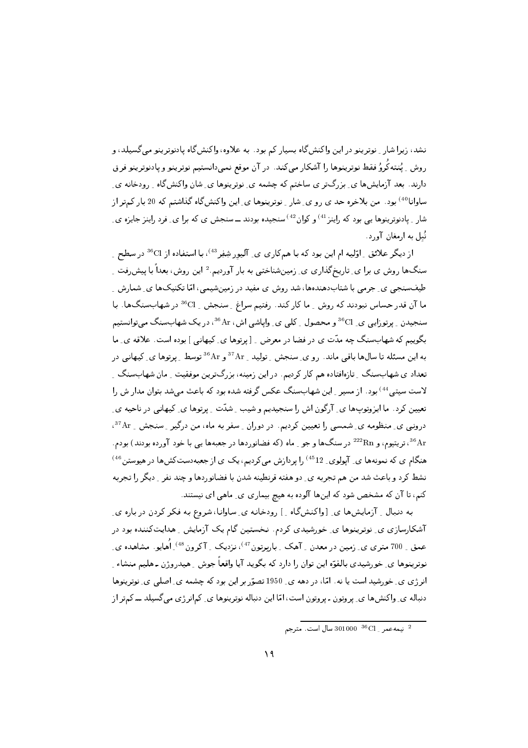نشد، زیرا شار ِ نوترینو در این واکنش‌گاه بسیار کم بود. به علاوه، واکنش‌گاه پادنوترینو می‌گسیلد، و روش ِ پُنته‌کُروُ فقط نوترینوها را آشکار می‌کند. در آن موقع نمی‌دانستیم نوترینو و پادنوترینو فرق دارند. بعد آزمایش‌ها ی ِ بزرگ‌تر ی ساختم که چشمه ی ِ نوترینوها ی ِ شان واکنش‌گاه ِ رودخانه ی ِ ساوانا[40] بود. من بالاخره حد ی رو ی ِ شار ِ نوترینوها ی ِ این واکنش‌گاه گذاشتم که 20 بار کم‌تر از شار ِ پادنوترینوها یی بود که راینز[41] و کوان[42] سنجیده بودند ـــ سنجش ی که برا ی ِ فرد راینز جایزه ی ِ نُبِل به ارمغان آورد.

از دیگر علائق ِ اوّلیه ام این بود که با هم‌کاری ی ِ آلیور شِفر[43]، با استفاده از $^{36}$Cl در سطح ِ سنگ‌ها روش ی برا ی ِ تاریخ‌گذاری ی ِ زمین‌شناختی به بار آوردیم.[2] این روش، بعداً با پیش‌رفت ِ طیف‌سنجی ی ِ جرمی با شتاب‌دهنده‌ها، شد روش ی مفید در زمین‌شیمی، امّا تکنیک‌ها ی ِ شمارش ِ ما آن قدر حساس نبودند که روش ِ ما کار کند. رفتیم سراغ ِ سنجش ِ $^{36}$Cl در شهاب‌سنگ‌ها. با سنجیدن ِ پرتوزایی ی ِ $^{36}$Cl و محصول ِ کلی ی ِ واپاشی اش، $^{36}$Ar، در یک شهاب‌سنگ می‌توانستیم بگوییم که شهاب‌سنگ چه مدّت ی در فضا در معرض ِ [ پرتوها ی ِ کیهانی ] بوده است. علاقه ی ِ ما به این مسئله تا سال‌ها باقی ماند. رو ی ِ سنجش ِ تولید ِ $^{37}$Ar و $^{36}$Ar توسط ِ پرتوها ی ِ کیهانی در تعداد ی شهاب‌سنگ ِ تازه‌افتاده هم کار کردیم. در این زمینه، بزرگ‌ترین موفقیت ِ مان شهاب‌سنگ ِ لاست سیتی[44] بود. از مسیر ِ این شهاب‌سنگ عکس گرفته شده بود که باعث می‌شد بتوان مدار ش را تعیین کرد. ما ایزوتوپ‌ها ی ِ آرگون اش را سنجیدیم و شیب ِ شدّت ِ پرتوها ی ِ کیهانی در ناحیه ی ِ درونی ی ِ منظومه ی ِ شمسی را تعیین کردیم. در دوران ِ سفر به ماه، من درگیر ِ سنجش ِ $^{37}$Ar، $^{36}$Ar، تریتیوم، و $^{222}$Rn در سنگ‌ها و جو ِ ماه (که فضانوردها در جعبه‌ها یی با خود آورده بودند) بودم. هنگام ی که نمونه‌ها ی ِ آپولوی ِ 12[45] را پردازش می‌کردیم، یک ی از جعبه‌دست‌کش‌ها در هیوستن[46] نشط کرد و باعث شد من هم تجربه ی ِ دو هفته قرنطینه شدن با فضانوردها و چند نفر ِ دیگر را تجربه کنم، تا آن که مشخص شود که این‌ها آلوده به هیچ بیماری ی ِ ماهی ای نیستند.

به دنبال ِ آزمایش‌ها ی ِ [واکنش‌گاه ِ ] رودخانه ی ِ ساوانا، شروع به فکر کردن در باره ی ِ آشکارسازی ی ِ نوترینوها ی ِ خورشیدی کردم. نخستین گام یک آزمایش ِ هدایت‌کننده بود در عمق ِ 700 متری ی ِ زمین در معدن ِ آهک ِ باربرتون[47]، نزدیک ِ آکرون[48]ِ اُهایو. مشاهده ی ِ نوترینوها ی ِ خورشیدی بالقوّه این توان را دارد که بگوید آیا واقعاً جوش ِ هیدروژن ـ هلیم منشاء ِ انرژی ی ِ خورشید است یا نه. امّا، در دهه ی ِ 1950 تصوّر بر این بود که چشمه ی ِ اصلی ی ِ نوترینوها دنباله ی ِ واکنش‌ها ی ِ پروتون ـ پروتون است، امّا این دنباله نوترینوها ی ِ کم‌انرژی می‌گسیلد ـــ کم‌تر از

---

[2] نیمه‌عمر ِ $^{36}$Cl 301000 سال است. مترجم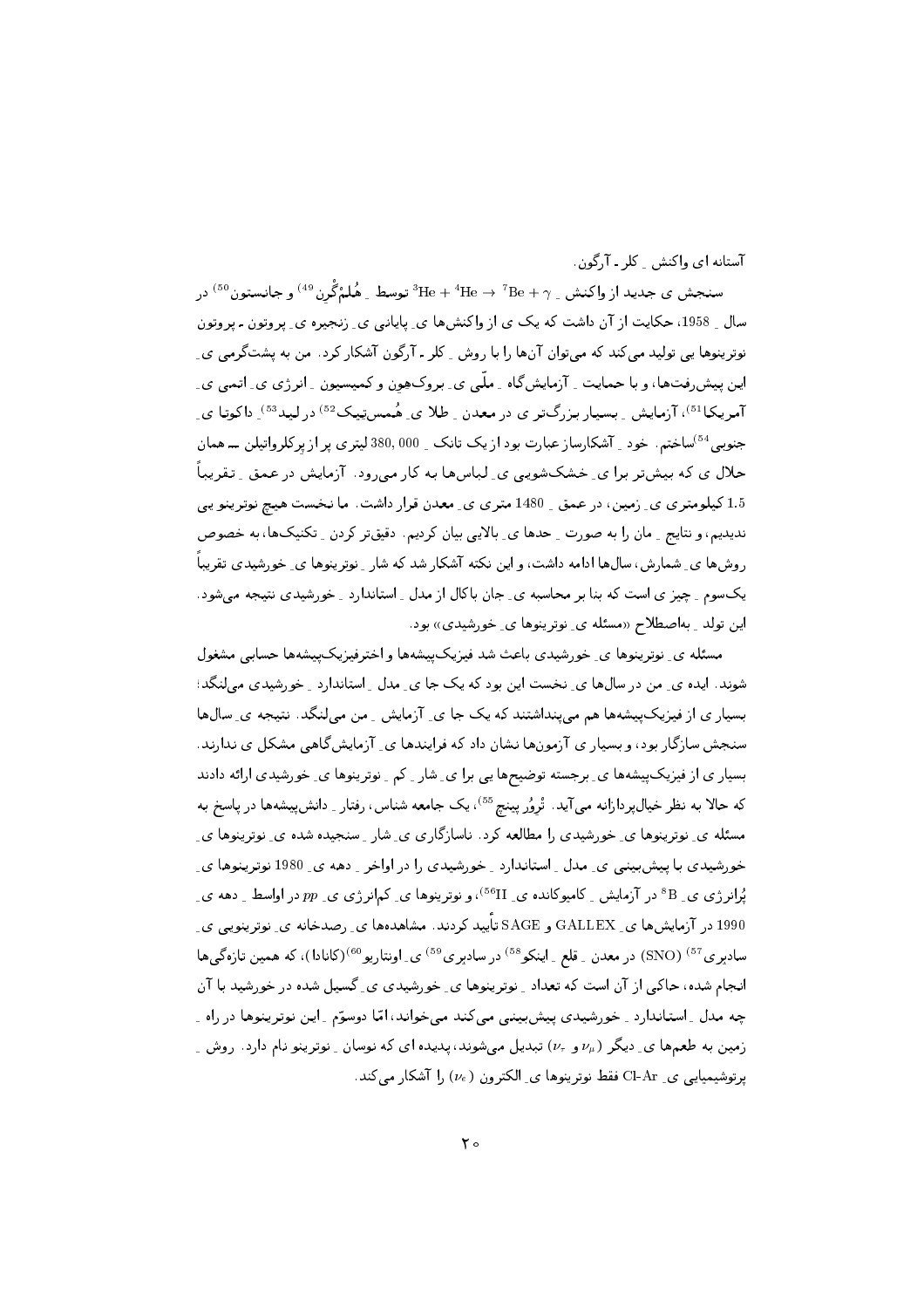آستانه ای واکنش ـِ کلر ـ آرگون.

سنجش ی جدید از واکنش ـِ $^{3}\mathrm{He} + {}^{4}\mathrm{He} \to {}^{7}\mathrm{Be} + \gamma$ توسط ـِ هُلمْگْرِن [49] و جانستون [50] در سال ـِ 1958، حکایت از آن داشت که یک ی از واکنش‌ها ی ـِ پایانی ی ـِ زنجیره ی ـِ پروتون ـ پروتون نوترینوها یی تولید می‌کند که می‌توان آن‌ها را با روش ـِ کلر ـ آرگون آشکار کرد. من به پشت‌گرمی ی ـِ این پیش‌رفت‌ها، و با حمایت ـِ آزمایش‌گاه ـِ ملّی ی ـِ بروک‌هِوِن و کمیسیون ـِ انرژی ی ـِ اتمی ی ـِ آمریکا [51]، آزمایش ـِ بسیار بزرگ‌تر ی در معدن ـِ طلا ی ـِ هُمستِیک [52] در لید [53]، داکوتا ی ـِ جنوبی [54] ساختم. خود ـِ آشکارساز عبارت بود از یک تانک ـِ 380, 000 لیتری پر از پرکلرواتیلن ـــ همان حلال ی که بیش‌تر برا ی ـِ خشک‌شویی ی ـِ لباس‌ها به کار می‌رود. آزمایش در عمق ـِ تقریباً 1.5 کیلومتری ی ـِ زمین، در عمق ـِ 1480 متری ی ـِ معدن قرار داشت. ما نخست هیچ نوترینو یی ندیدیم، و نتایج ـِ مان را به صورت ـِ حدها ی ـِ بالایی بیان کردیم. دقیق‌تر کردن ـِ تکنیک‌ها، به خصوص روش‌ها ی ـِ شمارش، سال‌ها ادامه داشت، و این نکته آشکار شد که شار ـِ نوترینوها ی ـِ خورشیدی تقریباً یک‌سوم ـِ چیز ی است که بنا بر محاسبه ی ـِ جان باکال از مدل ـِ استاندارد ـِ خورشیدی نتیجه می‌شود. این تولد ـِ به‌اصطلاح «مسئله ی ـِ نوترینوها ی ـِ خورشیدی» بود.

مسئله ی ـِ نوترینوها ی ـِ خورشیدی باعث شد فیزیک‌پیشه‌ها و اخترفیزیک‌پیشه‌ها حسابی مشغول شوند. ایده ی ـِ من در سال‌ها ی ـِ نخست این بود که یک جا ی ـِ مدل ـِ استاندارد ـِ خورشیدی می‌لنگد؛ بسیار ی از فیزیک‌پیشه‌ها هم می‌پنداشتند که یک جا ی ـِ آزمایش ـِ من می‌لنگد. نتیجه ی ـِ سال‌ها سنجش سازگار بود، و بسیار ی از آزمون‌ها نشان داد که فرایندها ی ـِ آزمایش‌گاهی مشکل ی ندارند. بسیار ی از فیزیک‌پیشه‌ها ی ـِ برجسته توضیح‌ها یی برا ی ـِ شار ـِ کم ـِ نوترینوها ی ـِ خورشیدی ارائه دادند که حالا به نظر خیال‌پردازانه می‌آید. تْرِوُر پینچ [55]، یک جامعه شناس، رفتار ـِ دانش‌پیشه‌ها در پاسخ به مسئله ی ـِ نوترینوها ی ـِ خورشیدی را مطالعه کرد. ناسازگاری ی ـِ شار ـِ سنجیده شده ی ـِ نوترینوها ی ـِ خورشیدی با پیش‌بینی ی ـِ مدل ـِ استاندارد ـِ خورشیدی را در اواخر ـِ دهه ی ـِ 1980 نوترینوها ی ـِ پُرانرژی ی ـِ $^{8}\mathrm{B}$ در آزمایش ـِ کامیوکانده ی ـِ II [56]، و نوترینوها ی ـِ کم‌انرژی ی ـِ $pp$ در اواسط ـِ دهه ی ـِ 1990 در آزمایش‌ها ی ـِ GALLEX و SAGE تأیید کردند. مشاهده‌ها ی ـِ رصدخانه ی ـِ نوترینویی ی ـِ سادبری [57] (SNO) در معدن ـِ قلع ـِ اینکو [58] در سادبری [59] ی ـِ اونتاریو [60] (کانادا)، که همین تازه‌گی‌ها انجام شده، حاکی از آن است که تعداد ـِ نوترینوها ی ـِ خورشیدی ی ـِ گسیل شده در خورشید با آن چه مدل ـِ استاندارد ـِ خورشیدی پیش‌بینی می‌کند می‌خواند، امّا دوسوّم ـِ این نوترینوها در راه ـِ زمین به طعم‌ها ی ـِ دیگر ($\nu_\mu$ و $\nu_\tau$) تبدیل می‌شوند، پدیده ای که نوسان ـِ نوترینو نام دارد. روش ـِ پرتوشیمیایی ی ـِ Cl-Ar فقط نوترینوها ی ـِ الکترون ($\nu_e$) را آشکار می‌کند.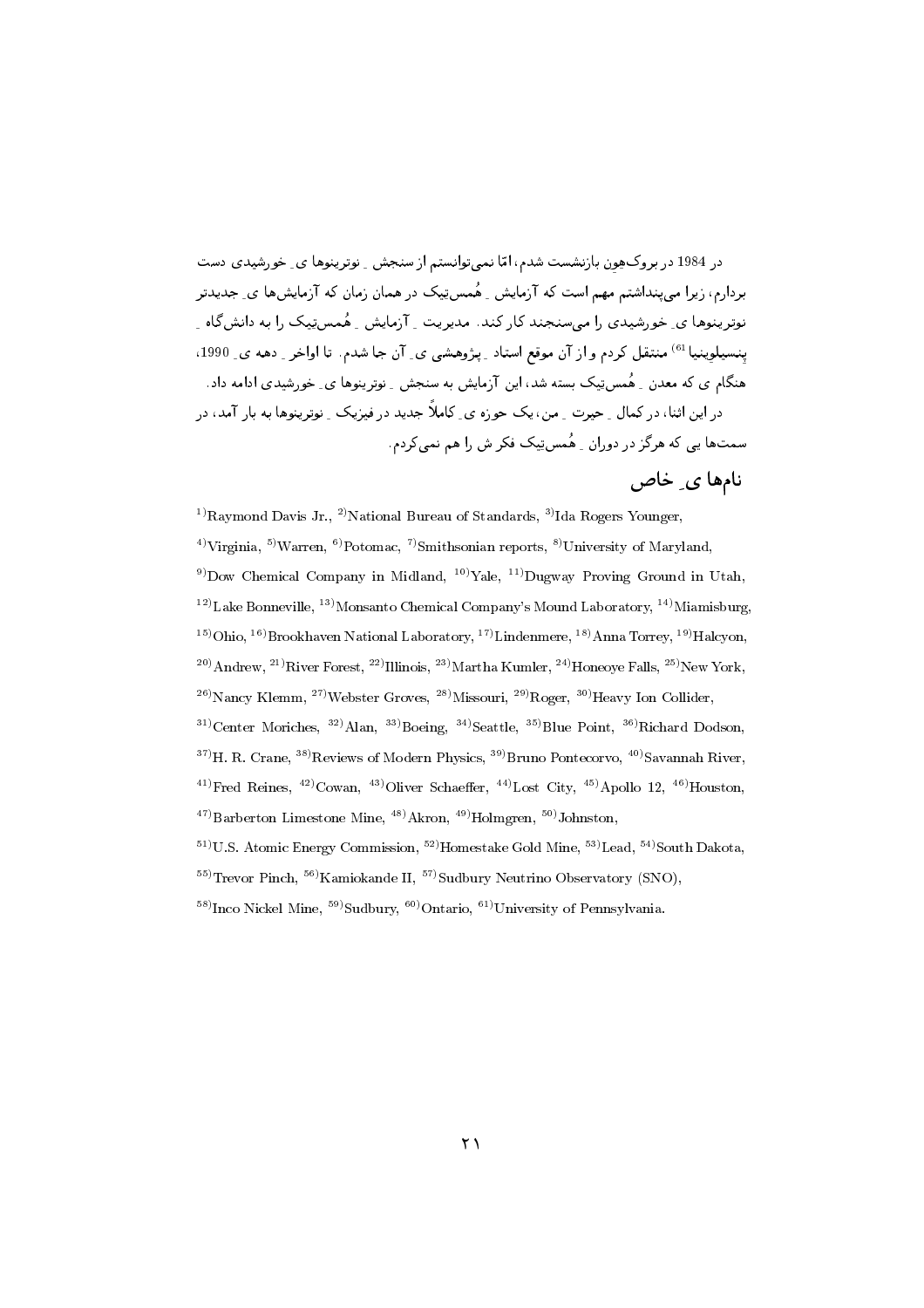در 1984 در بروک‌هِوِن بازنشست شدم، امّا نمی‌توانستم از سنجش ِ نوترینوها ی ِ خورشیدی دست بردارم، زیرا می‌پنداشتم مهم است که آزمایش ِ هُمس‌تیک در همان زمان که آزمایش‌ها ی ِ جدیدتر نوترینوها ی ِ خورشیدی را می‌سنجند کار کند. مدیریت ِ آزمایش ِ هُمس‌تیک را به دانش‌گاه ِ پنسیلوِینیا[61] منتقل کردم و از آن موقع استاد ِ پژوهشی ی ِ آن جا شدم. تا اواخر ِ دهه ی ِ 1990، هنگام ی که معدن ِ هُمس‌تیک بسته شد، این آزمایش به سنجش ِ نوترینوها ی ِ خورشیدی ادامه داد.

در این اثنا، در کمال ِ حیرت ِ من، یک حوزه ی ِ کاملاً جدید در فیزیک ِ نوترینوها به بار آمد، در سمت‌ها یی که هرگز در دوران ِ هُمس‌تیک فکر ش را هم نمی‌کردم.

## نام‌ها ی ِ خاص

[1]Raymond Davis Jr., [2]National Bureau of Standards, [3]Ida Rogers Younger, [4]Virginia, [5]Warren, [6]Potomac, [7]Smithsonian reports, [8]University of Maryland, [9]Dow Chemical Company in Midland, [10]Yale, [11]Dugway Proving Ground in Utah, [12]Lake Bonneville, [13]Monsanto Chemical Company's Mound Laboratory, [14]Miamisburg, [15]Ohio, [16]Brookhaven National Laboratory, [17]Lindenmere, [18]Anna Torrey, [19]Halcyon, [20]Andrew, [21]River Forest, [22]Illinois, [23]Martha Kumler, [24]Honeoye Falls, [25]New York, [26]Nancy Klemm, [27]Webster Groves, [28]Missouri, [29]Roger, [30]Heavy Ion Collider, [31]Center Moriches, [32]Alan, [33]Boeing, [34]Seattle, [35]Blue Point, [36]Richard Dodson, [37]H. R. Crane, [38]Reviews of Modern Physics, [39]Bruno Pontecorvo, [40]Savannah River, [41]Fred Reines, [42]Cowan, [43]Oliver Schaeffer, [44]Lost City, [45]Apollo 12, [46]Houston, [47]Barberton Limestone Mine, [48]Akron, [49]Holmgren, [50]Johnston, [51]U.S. Atomic Energy Commission, [52]Homestake Gold Mine, [53]Lead, [54]South Dakota, [55]Trevor Pinch, [56]Kamiokande II, [57]Sudbury Neutrino Observatory (SNO), [58]Inco Nickel Mine, [59]Sudbury, [60]Ontario, [61]University of Pennsylvania.